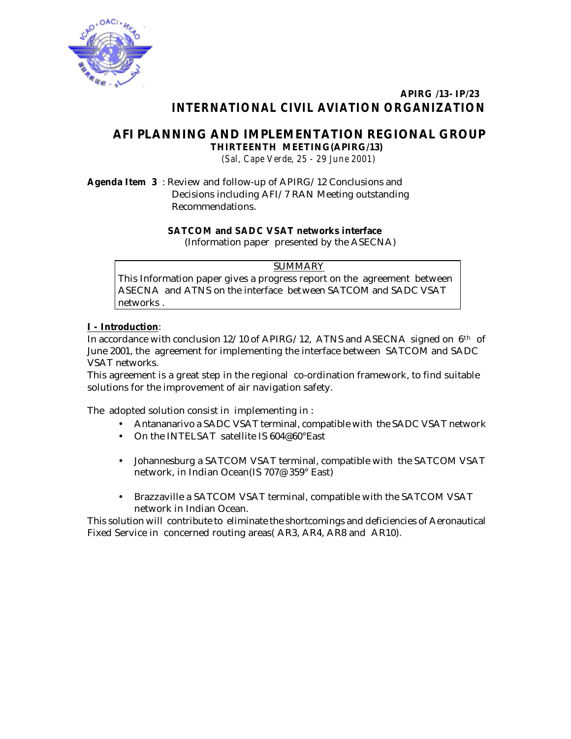**APIRG /13- IP/23**

# INTERNATIONAL CIVIL AVIATION ORGANIZATION

## AFI PLANNING AND IMPLEMENTATION REGIONAL GROUP

**THIRTEENTH MEETING (APIRG/13)**

*(Sal, Cape Verde, 25 - 29 June 2001)*

**Agenda Item 3** : Review and follow-up of APIRG/12 Conclusions and Decisions including AFI/7 RAN Meeting outstanding Recommendations.

**SATCOM and SADC VSAT networks interface**
(Information paper presented by the ASECNA)

| SUMMARY |
|---|
| This Information paper gives a progress report on the agreement between ASECNA and ATNS on the interface between SATCOM and SADC VSAT networks . |

**I - Introduction**:

In accordance with conclusion 12/10 of APIRG/12, ATNS and ASECNA signed on 6th of June 2001, the agreement for implementing the interface between SATCOM and SADC VSAT networks.

This agreement is a great step in the regional co-ordination framework, to find suitable solutions for the improvement of air navigation safety.

The adopted solution consist in implementing in :

- Antananarivo a SADC VSAT terminal, compatible with the SADC VSAT network
- On the INTELSAT satellite IS 604@60°East
- Johannesburg a SATCOM VSAT terminal, compatible with the SATCOM VSAT network, in Indian Ocean(IS 707@ 359° East)
- Brazzaville a SATCOM VSAT terminal, compatible with the SATCOM VSAT network in Indian Ocean.

This solution will contribute to eliminate the shortcomings and deficiencies of Aeronautical Fixed Service in concerned routing areas( AR3, AR4, AR8 and AR10).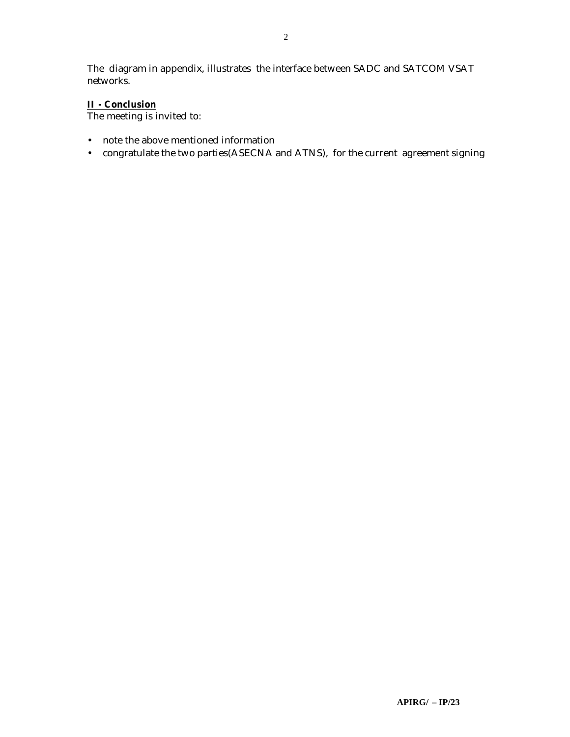The diagram in appendix, illustrates the interface between SADC and SATCOM VSAT networks.

**II - Conclusion**

The meeting is invited to:

- note the above mentioned information
- congratulate the two parties(ASECNA and ATNS), for the current agreement signing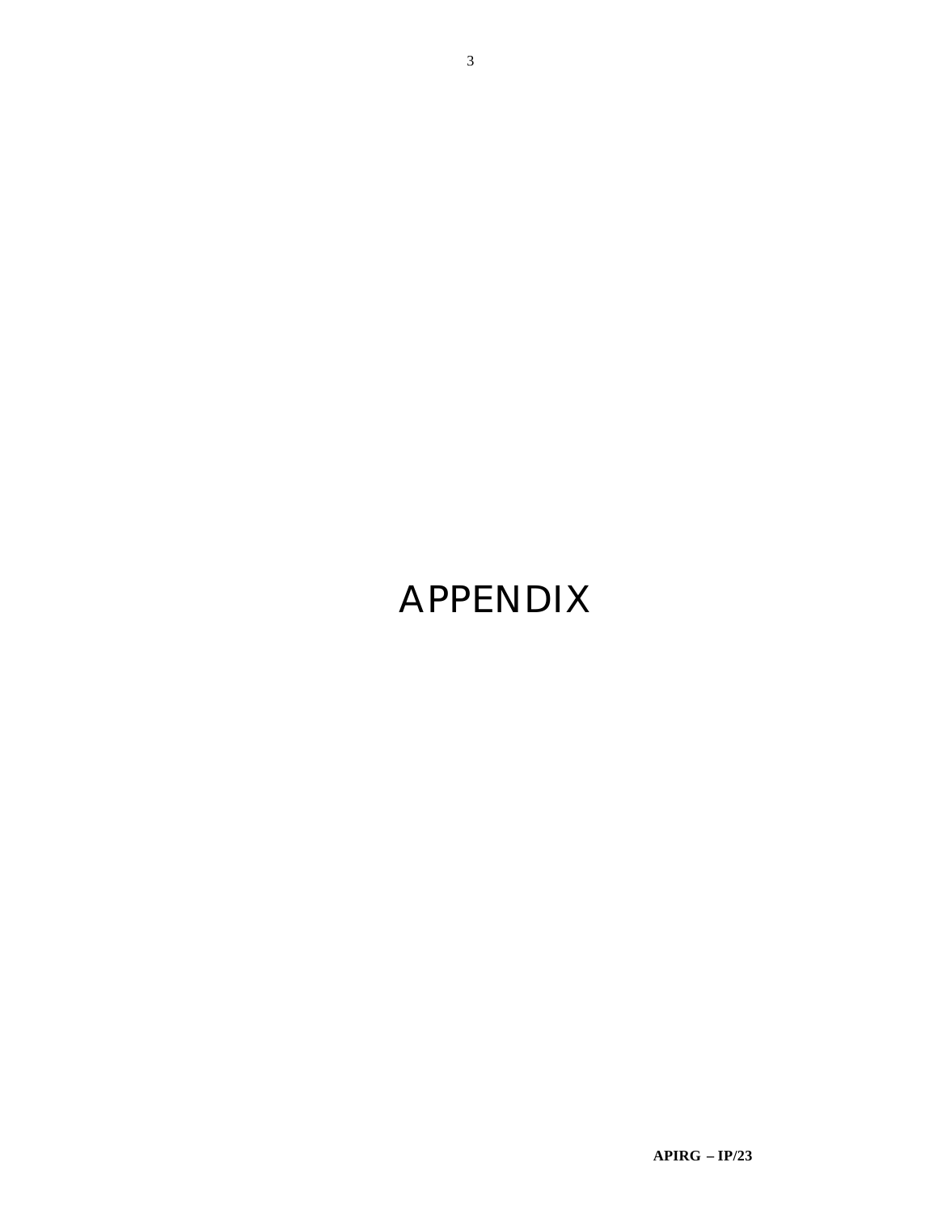# APPENDIX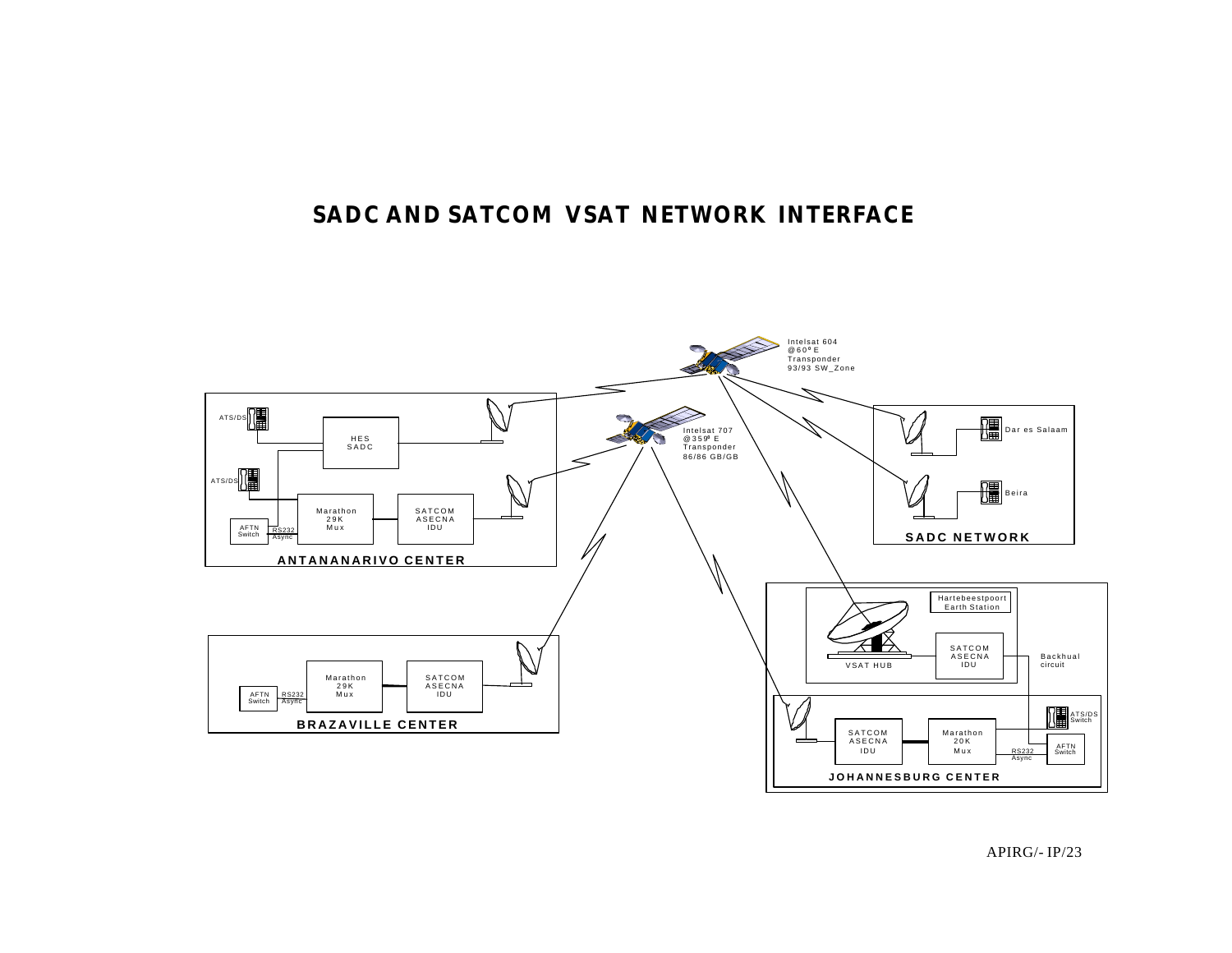# SADC AND SATCOM VSAT NETWORK INTERFACE

Intelsat 604
@60º E
Transponder
93/93 SW_Zone

Intelsat 707
@359º E
Transponder
86/86 GB/GB

ATS/DS

HES
SADC

ATS/DS

Marathon
29K
Mux

SATCOM
ASECNA
IDU

AFTN
Switch

RS232
Async

ANTANANARIVO CENTER

Dar es Salaam

Beira

SADC NETWORK

Hartebeestpoort
Earth Station

SATCOM
ASECNA
IDU

VSAT HUB

Backkhual
circuit

ATS/DS
Switch

SATCOM
ASECNA
IDU

Marathon
20K
Mux

RS232
Async

AFTN
Switch

JOHANNESBURG CENTER

Marathon
29K
Mux

SATCOM
ASECNA
IDU

AFTN
Switch

RS232
Async

BRAZAVILLE CENTER

APIRG/- IP/23